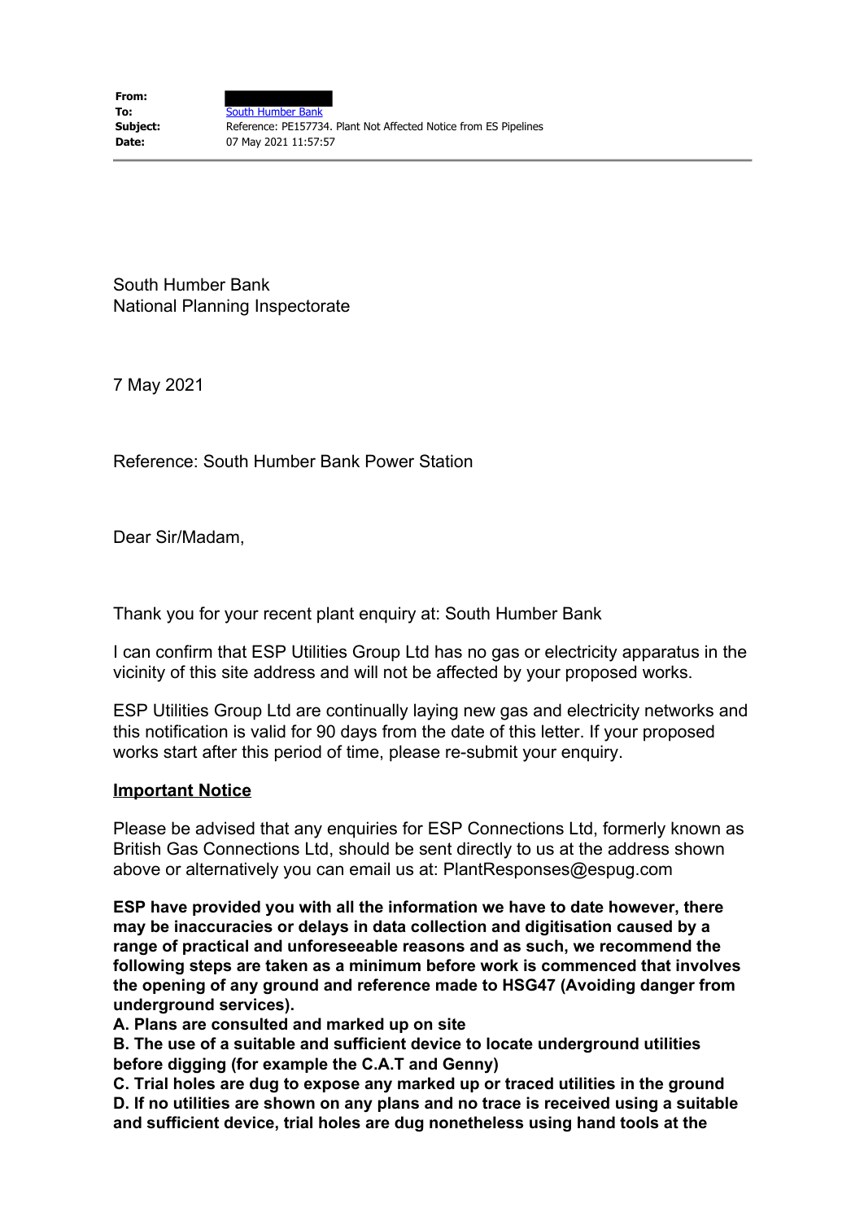**From:**
**To:** South Humber Bank
**Subject:** Reference: PE157734. Plant Not Affected Notice from ES Pipelines
**Date:** 07 May 2021 11:57:57

---

South Humber Bank
National Planning Inspectorate

7 May 2021

Reference: South Humber Bank Power Station

Dear Sir/Madam,

Thank you for your recent plant enquiry at: South Humber Bank

I can confirm that ESP Utilities Group Ltd has no gas or electricity apparatus in the vicinity of this site address and will not be affected by your proposed works.

ESP Utilities Group Ltd are continually laying new gas and electricity networks and this notification is valid for 90 days from the date of this letter. If your proposed works start after this period of time, please re-submit your enquiry.

**Important Notice**

Please be advised that any enquiries for ESP Connections Ltd, formerly known as British Gas Connections Ltd, should be sent directly to us at the address shown above or alternatively you can email us at: PlantResponses@espug.com

**ESP have provided you with all the information we have to date however, there may be inaccuracies or delays in data collection and digitisation caused by a range of practical and unforeseeable reasons and as such, we recommend the following steps are taken as a minimum before work is commenced that involves the opening of any ground and reference made to HSG47 (Avoiding danger from underground services).**
**A. Plans are consulted and marked up on site**
**B. The use of a suitable and sufficient device to locate underground utilities before digging (for example the C.A.T and Genny)**
**C. Trial holes are dug to expose any marked up or traced utilities in the ground**
**D. If no utilities are shown on any plans and no trace is received using a suitable and sufficient device, trial holes are dug nonetheless using hand tools at the**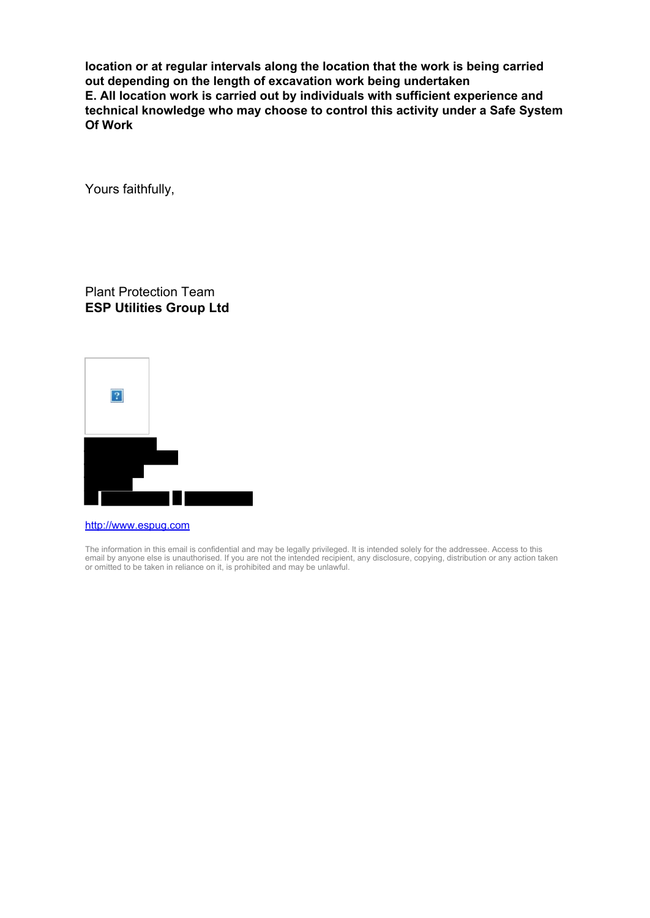**location or at regular intervals along the location that the work is being carried out depending on the length of excavation work being undertaken**
**E. All location work is carried out by individuals with sufficient experience and technical knowledge who may choose to control this activity under a Safe System Of Work**

Yours faithfully,

Plant Protection Team
**ESP Utilities Group Ltd**

http://www.espug.com

The information in this email is confidential and may be legally privileged. It is intended solely for the addressee. Access to this email by anyone else is unauthorised. If you are not the intended recipient, any disclosure, copying, distribution or any action taken or omitted to be taken in reliance on it, is prohibited and may be unlawful.